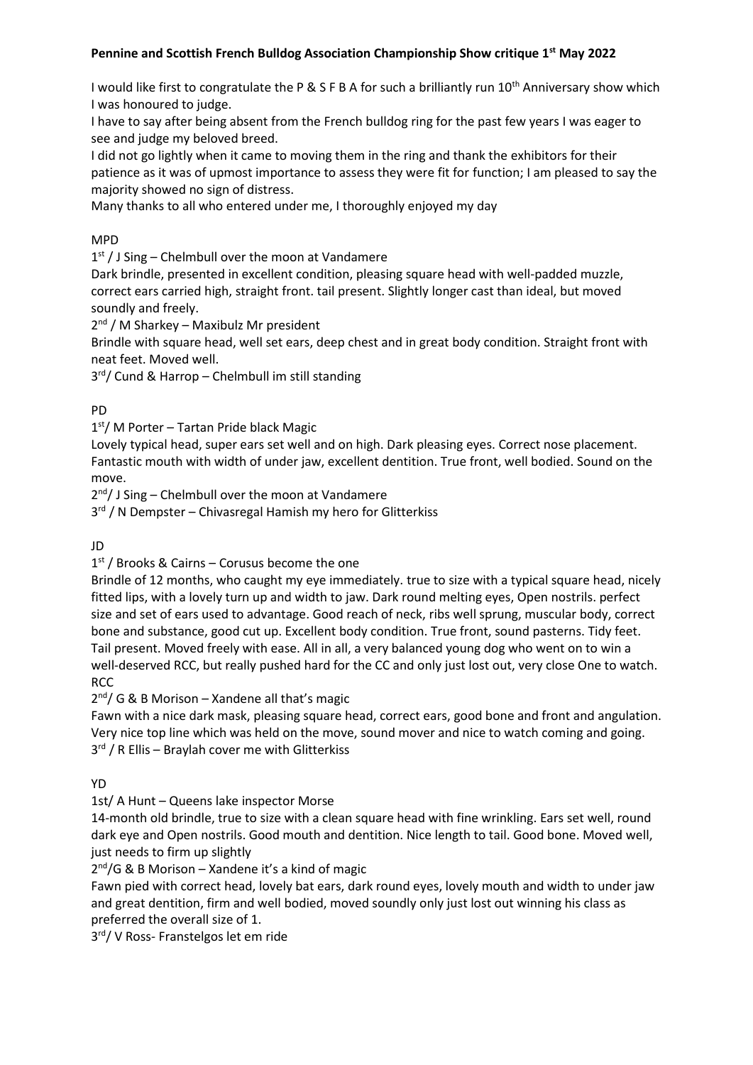# Pennine and Scottish French Bulldog Association Championship Show critique 1st May 2022

I would like first to congratulate the P & S F B A for such a brilliantly run 10th Anniversary show which I was honoured to judge.

I have to say after being absent from the French bulldog ring for the past few years I was eager to see and judge my beloved breed.

I did not go lightly when it came to moving them in the ring and thank the exhibitors for their patience as it was of upmost importance to assess they were fit for function; I am pleased to say the majority showed no sign of distress.

Many thanks to all who entered under me, I thoroughly enjoyed my day

## MPD

1st / J Sing – Chelmbull over the moon at Vandamere

Dark brindle, presented in excellent condition, pleasing square head with well-padded muzzle, correct ears carried high, straight front. tail present. Slightly longer cast than ideal, but moved soundly and freely.

2nd / M Sharkey – Maxibulz Mr president

Brindle with square head, well set ears, deep chest and in great body condition. Straight front with neat feet. Moved well.

3rd/ Cund & Harrop – Chelmbull im still standing

## PD

1st/ M Porter – Tartan Pride black Magic

Lovely typical head, super ears set well and on high. Dark pleasing eyes. Correct nose placement. Fantastic mouth with width of under jaw, excellent dentition. True front, well bodied. Sound on the move.

2nd/ J Sing – Chelmbull over the moon at Vandamere

3rd / N Dempster – Chivasregal Hamish my hero for Glitterkiss

## JD

1st / Brooks & Cairns – Corusus become the one

Brindle of 12 months, who caught my eye immediately. true to size with a typical square head, nicely fitted lips, with a lovely turn up and width to jaw. Dark round melting eyes, Open nostrils. perfect size and set of ears used to advantage. Good reach of neck, ribs well sprung, muscular body, correct bone and substance, good cut up. Excellent body condition. True front, sound pasterns. Tidy feet. Tail present. Moved freely with ease. All in all, a very balanced young dog who went on to win a well-deserved RCC, but really pushed hard for the CC and only just lost out, very close One to watch. RCC

2nd/ G & B Morison – Xandene all that's magic

Fawn with a nice dark mask, pleasing square head, correct ears, good bone and front and angulation. Very nice top line which was held on the move, sound mover and nice to watch coming and going.

3rd / R Ellis – Braylah cover me with Glitterkiss

## YD

1st/ A Hunt – Queens lake inspector Morse

14-month old brindle, true to size with a clean square head with fine wrinkling. Ears set well, round dark eye and Open nostrils. Good mouth and dentition. Nice length to tail. Good bone. Moved well, just needs to firm up slightly

2nd/G & B Morison – Xandene it's a kind of magic

Fawn pied with correct head, lovely bat ears, dark round eyes, lovely mouth and width to under jaw and great dentition, firm and well bodied, moved soundly only just lost out winning his class as preferred the overall size of 1.

3rd/ V Ross- Franstelgos let em ride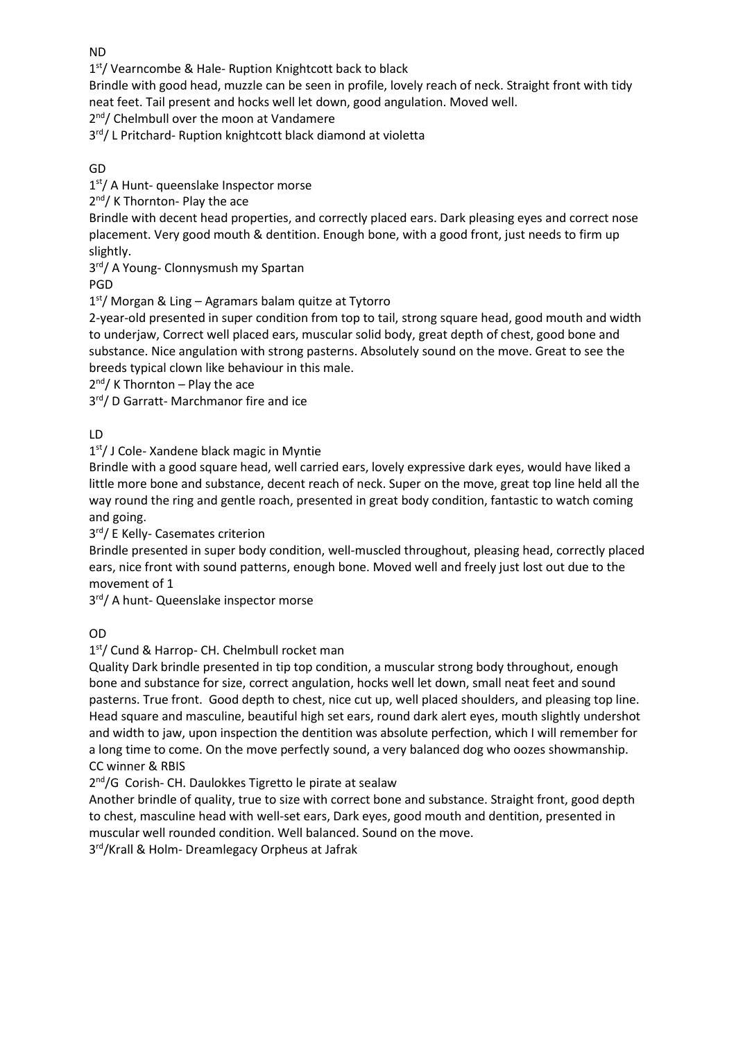ND

1st/ Vearncombe & Hale- Ruption Knightcott back to black

Brindle with good head, muzzle can be seen in profile, lovely reach of neck. Straight front with tidy neat feet. Tail present and hocks well let down, good angulation. Moved well.

2nd/ Chelmbull over the moon at Vandamere

3rd/ L Pritchard- Ruption knightcott black diamond at violetta

GD

1st/ A Hunt- queenslake Inspector morse

2nd/ K Thornton- Play the ace

Brindle with decent head properties, and correctly placed ears. Dark pleasing eyes and correct nose placement. Very good mouth & dentition. Enough bone, with a good front, just needs to firm up slightly.

3rd/ A Young- Clonnysmush my Spartan

PGD

1st/ Morgan & Ling – Agramars balam quitze at Tytorro

2-year-old presented in super condition from top to tail, strong square head, good mouth and width to underjaw, Correct well placed ears, muscular solid body, great depth of chest, good bone and substance. Nice angulation with strong pasterns. Absolutely sound on the move. Great to see the breeds typical clown like behaviour in this male.

2nd/ K Thornton – Play the ace

3rd/ D Garratt- Marchmanor fire and ice

LD

1st/ J Cole- Xandene black magic in Myntie

Brindle with a good square head, well carried ears, lovely expressive dark eyes, would have liked a little more bone and substance, decent reach of neck. Super on the move, great top line held all the way round the ring and gentle roach, presented in great body condition, fantastic to watch coming and going.

3rd/ E Kelly- Casemates criterion

Brindle presented in super body condition, well-muscled throughout, pleasing head, correctly placed ears, nice front with sound patterns, enough bone. Moved well and freely just lost out due to the movement of 1

3rd/ A hunt- Queenslake inspector morse

OD

1st/ Cund & Harrop- CH. Chelmbull rocket man

Quality Dark brindle presented in tip top condition, a muscular strong body throughout, enough bone and substance for size, correct angulation, hocks well let down, small neat feet and sound pasterns. True front. Good depth to chest, nice cut up, well placed shoulders, and pleasing top line. Head square and masculine, beautiful high set ears, round dark alert eyes, mouth slightly undershot and width to jaw, upon inspection the dentition was absolute perfection, which I will remember for a long time to come. On the move perfectly sound, a very balanced dog who oozes showmanship. CC winner & RBIS

2nd/G Corish- CH. Daulokkes Tigretto le pirate at sealaw

Another brindle of quality, true to size with correct bone and substance. Straight front, good depth to chest, masculine head with well-set ears, Dark eyes, good mouth and dentition, presented in muscular well rounded condition. Well balanced. Sound on the move.

3rd/Krall & Holm- Dreamlegacy Orpheus at Jafrak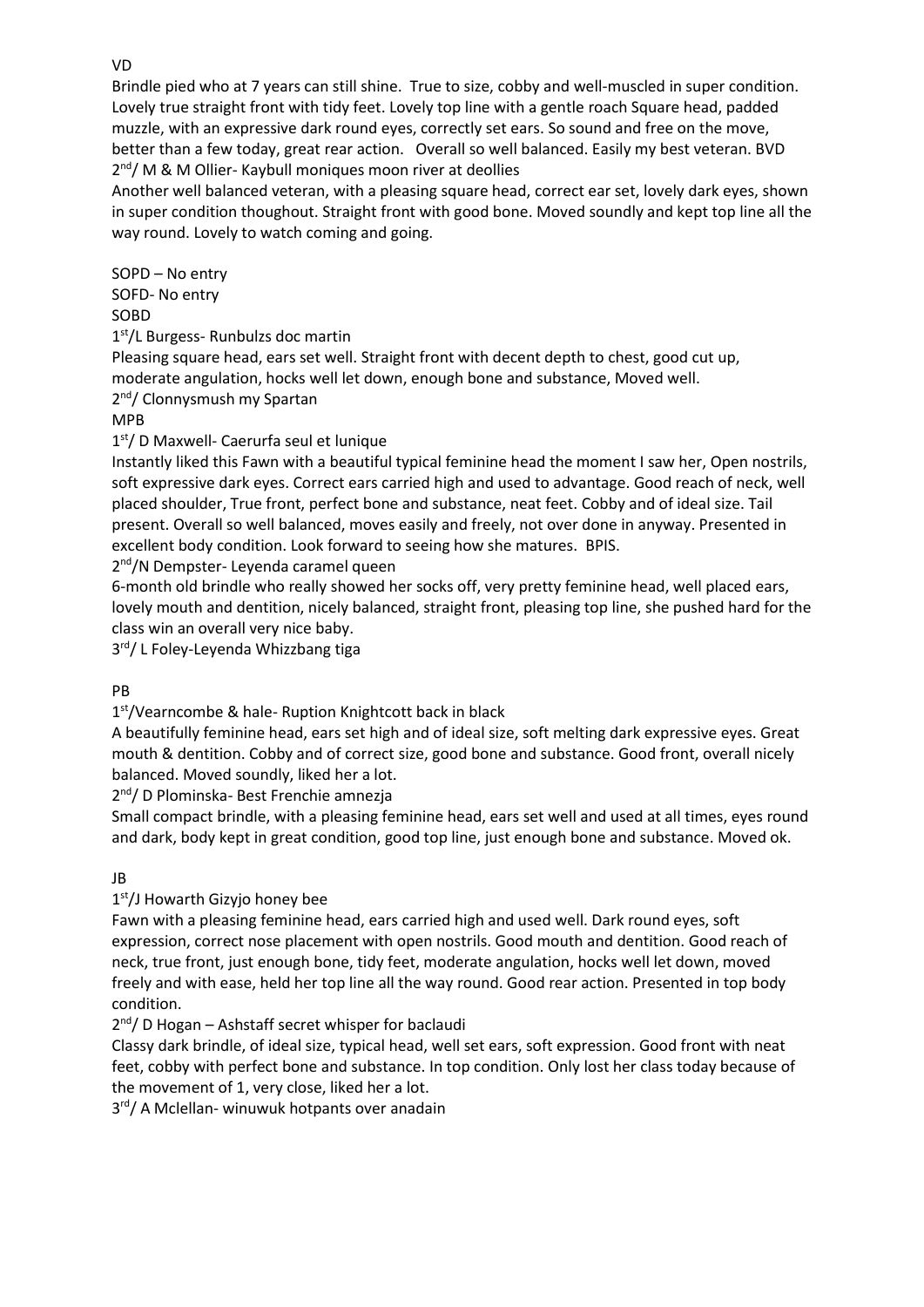VD

Brindle pied who at 7 years can still shine. True to size, cobby and well-muscled in super condition. Lovely true straight front with tidy feet. Lovely top line with a gentle roach Square head, padded muzzle, with an expressive dark round eyes, correctly set ears. So sound and free on the move, better than a few today, great rear action. Overall so well balanced. Easily my best veteran. BVD

2nd/ M & M Ollier- Kaybull moniques moon river at deollies

Another well balanced veteran, with a pleasing square head, correct ear set, lovely dark eyes, shown in super condition thoughout. Straight front with good bone. Moved soundly and kept top line all the way round. Lovely to watch coming and going.

SOPD – No entry

SOFD- No entry

SOBD

1st/L Burgess- Runbulzs doc martin

Pleasing square head, ears set well. Straight front with decent depth to chest, good cut up, moderate angulation, hocks well let down, enough bone and substance, Moved well.

2nd/ Clonnysmush my Spartan

MPB

1st/ D Maxwell- Caerurfa seul et lunique

Instantly liked this Fawn with a beautiful typical feminine head the moment I saw her, Open nostrils, soft expressive dark eyes. Correct ears carried high and used to advantage. Good reach of neck, well placed shoulder, True front, perfect bone and substance, neat feet. Cobby and of ideal size. Tail present. Overall so well balanced, moves easily and freely, not over done in anyway. Presented in excellent body condition. Look forward to seeing how she matures. BPIS.

2nd/N Dempster- Leyenda caramel queen

6-month old brindle who really showed her socks off, very pretty feminine head, well placed ears, lovely mouth and dentition, nicely balanced, straight front, pleasing top line, she pushed hard for the class win an overall very nice baby.

3rd/ L Foley-Leyenda Whizzbang tiga

PB

1st/Vearncombe & hale- Ruption Knightcott back in black

A beautifully feminine head, ears set high and of ideal size, soft melting dark expressive eyes. Great mouth & dentition. Cobby and of correct size, good bone and substance. Good front, overall nicely balanced. Moved soundly, liked her a lot.

2nd/ D Plominska- Best Frenchie amnezja

Small compact brindle, with a pleasing feminine head, ears set well and used at all times, eyes round and dark, body kept in great condition, good top line, just enough bone and substance. Moved ok.

JB

1st/J Howarth Gizyjo honey bee

Fawn with a pleasing feminine head, ears carried high and used well. Dark round eyes, soft expression, correct nose placement with open nostrils. Good mouth and dentition. Good reach of neck, true front, just enough bone, tidy feet, moderate angulation, hocks well let down, moved freely and with ease, held her top line all the way round. Good rear action. Presented in top body condition.

2nd/ D Hogan – Ashstaff secret whisper for baclaudi

Classy dark brindle, of ideal size, typical head, well set ears, soft expression. Good front with neat feet, cobby with perfect bone and substance. In top condition. Only lost her class today because of the movement of 1, very close, liked her a lot.

3rd/ A Mclellan- winuwuk hotpants over anadain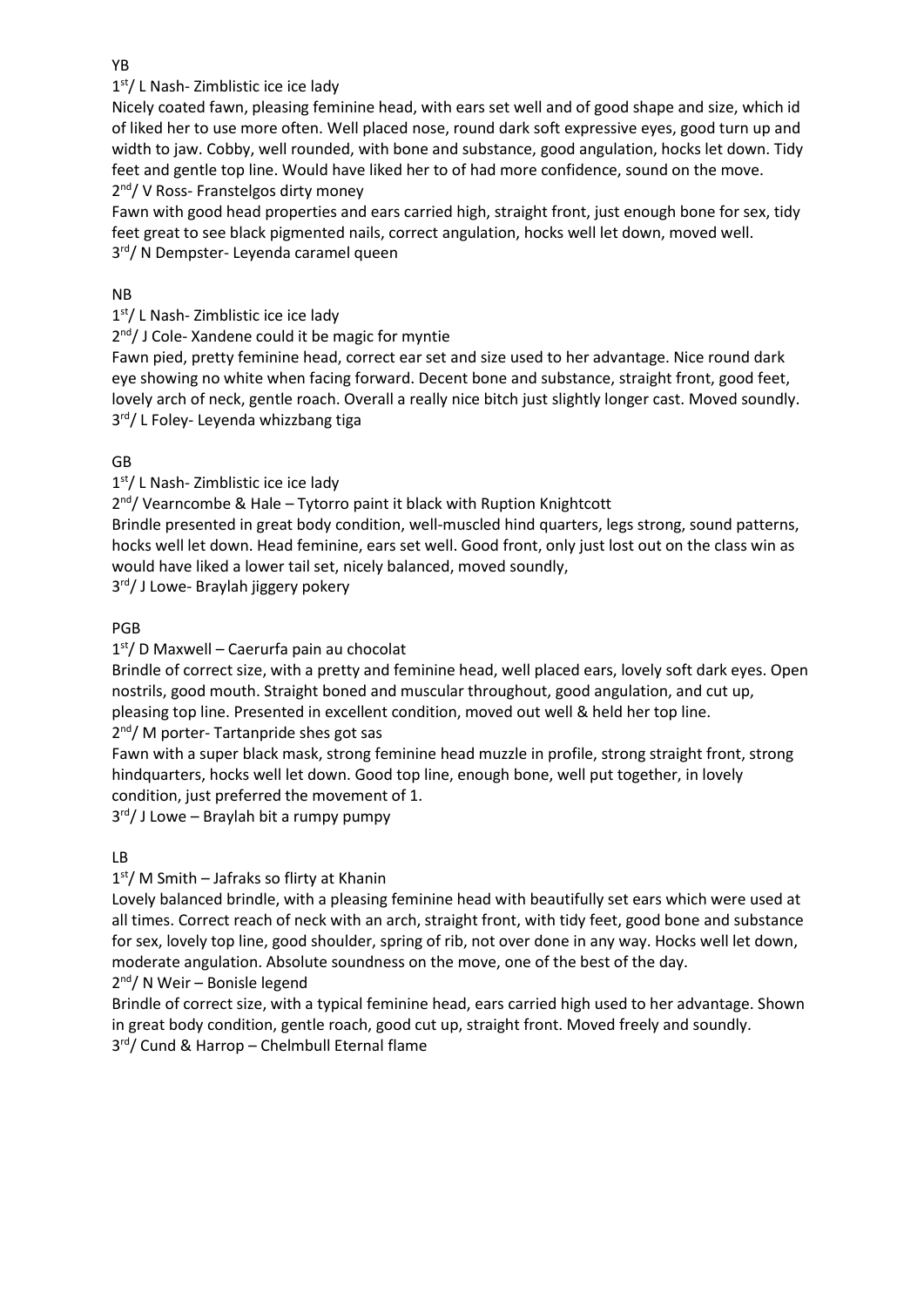YB

1st/ L Nash- Zimblistic ice ice lady

Nicely coated fawn, pleasing feminine head, with ears set well and of good shape and size, which id of liked her to use more often. Well placed nose, round dark soft expressive eyes, good turn up and width to jaw. Cobby, well rounded, with bone and substance, good angulation, hocks let down. Tidy feet and gentle top line. Would have liked her to of had more confidence, sound on the move.

2nd/ V Ross- Franstelgos dirty money

Fawn with good head properties and ears carried high, straight front, just enough bone for sex, tidy feet great to see black pigmented nails, correct angulation, hocks well let down, moved well.

3rd/ N Dempster- Leyenda caramel queen

NB

1st/ L Nash- Zimblistic ice ice lady

2nd/ J Cole- Xandene could it be magic for myntie

Fawn pied, pretty feminine head, correct ear set and size used to her advantage. Nice round dark eye showing no white when facing forward. Decent bone and substance, straight front, good feet, lovely arch of neck, gentle roach. Overall a really nice bitch just slightly longer cast. Moved soundly.

3rd/ L Foley- Leyenda whizzbang tiga

GB

1st/ L Nash- Zimblistic ice ice lady

2nd/ Vearncombe & Hale – Tytorro paint it black with Ruption Knightcott

Brindle presented in great body condition, well-muscled hind quarters, legs strong, sound patterns, hocks well let down. Head feminine, ears set well. Good front, only just lost out on the class win as would have liked a lower tail set, nicely balanced, moved soundly,

3rd/ J Lowe- Braylah jiggery pokery

PGB

1st/ D Maxwell – Caerurfa pain au chocolat

Brindle of correct size, with a pretty and feminine head, well placed ears, lovely soft dark eyes. Open nostrils, good mouth. Straight boned and muscular throughout, good angulation, and cut up, pleasing top line. Presented in excellent condition, moved out well & held her top line.

2nd/ M porter- Tartanpride shes got sas

Fawn with a super black mask, strong feminine head muzzle in profile, strong straight front, strong hindquarters, hocks well let down. Good top line, enough bone, well put together, in lovely condition, just preferred the movement of 1.

3rd/ J Lowe – Braylah bit a rumpy pumpy

LB

1st/ M Smith – Jafraks so flirty at Khanin

Lovely balanced brindle, with a pleasing feminine head with beautifully set ears which were used at all times. Correct reach of neck with an arch, straight front, with tidy feet, good bone and substance for sex, lovely top line, good shoulder, spring of rib, not over done in any way. Hocks well let down, moderate angulation. Absolute soundness on the move, one of the best of the day.

2nd/ N Weir – Bonisle legend

Brindle of correct size, with a typical feminine head, ears carried high used to her advantage. Shown in great body condition, gentle roach, good cut up, straight front. Moved freely and soundly.

3rd/ Cund & Harrop – Chelmbull Eternal flame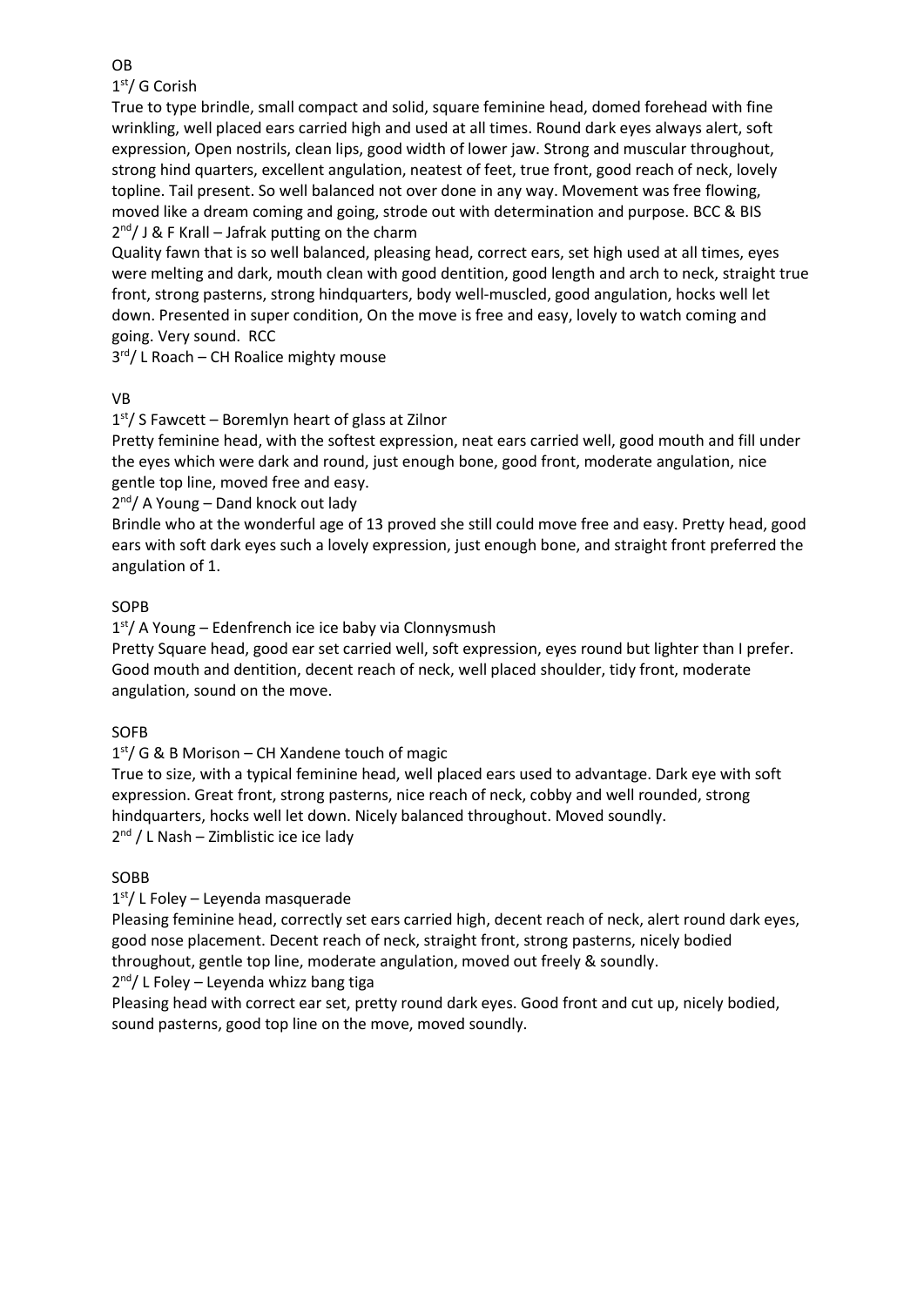OB

1st/ G Corish

True to type brindle, small compact and solid, square feminine head, domed forehead with fine wrinkling, well placed ears carried high and used at all times. Round dark eyes always alert, soft expression, Open nostrils, clean lips, good width of lower jaw. Strong and muscular throughout, strong hind quarters, excellent angulation, neatest of feet, true front, good reach of neck, lovely topline. Tail present. So well balanced not over done in any way. Movement was free flowing, moved like a dream coming and going, strode out with determination and purpose. BCC & BIS

2nd/ J & F Krall – Jafrak putting on the charm

Quality fawn that is so well balanced, pleasing head, correct ears, set high used at all times, eyes were melting and dark, mouth clean with good dentition, good length and arch to neck, straight true front, strong pasterns, strong hindquarters, body well-muscled, good angulation, hocks well let down. Presented in super condition, On the move is free and easy, lovely to watch coming and going. Very sound. RCC

3rd/ L Roach – CH Roalice mighty mouse

VB

1st/ S Fawcett – Boremlyn heart of glass at Zilnor

Pretty feminine head, with the softest expression, neat ears carried well, good mouth and fill under the eyes which were dark and round, just enough bone, good front, moderate angulation, nice gentle top line, moved free and easy.

2nd/ A Young – Dand knock out lady

Brindle who at the wonderful age of 13 proved she still could move free and easy. Pretty head, good ears with soft dark eyes such a lovely expression, just enough bone, and straight front preferred the angulation of 1.

SOPB

1st/ A Young – Edenfrench ice ice baby via Clonnysmush

Pretty Square head, good ear set carried well, soft expression, eyes round but lighter than I prefer. Good mouth and dentition, decent reach of neck, well placed shoulder, tidy front, moderate angulation, sound on the move.

SOFB

1st/ G & B Morison – CH Xandene touch of magic

True to size, with a typical feminine head, well placed ears used to advantage. Dark eye with soft expression. Great front, strong pasterns, nice reach of neck, cobby and well rounded, strong hindquarters, hocks well let down. Nicely balanced throughout. Moved soundly.

2nd / L Nash – Zimblistic ice ice lady

SOBB

1st/ L Foley – Leyenda masquerade

Pleasing feminine head, correctly set ears carried high, decent reach of neck, alert round dark eyes, good nose placement. Decent reach of neck, straight front, strong pasterns, nicely bodied throughout, gentle top line, moderate angulation, moved out freely & soundly.

2nd/ L Foley – Leyenda whizz bang tiga

Pleasing head with correct ear set, pretty round dark eyes. Good front and cut up, nicely bodied, sound pasterns, good top line on the move, moved soundly.